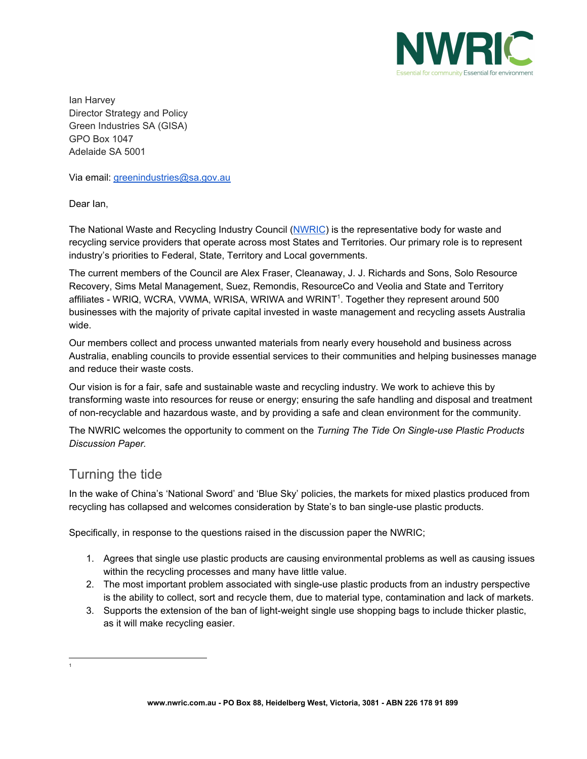Ian Harvey
Director Strategy and Policy
Green Industries SA (GISA)
GPO Box 1047
Adelaide SA 5001

Via email: greenindustries@sa.gov.au

Dear Ian,

The National Waste and Recycling Industry Council (NWRIC) is the representative body for waste and recycling service providers that operate across most States and Territories. Our primary role is to represent industry's priorities to Federal, State, Territory and Local governments.

The current members of the Council are Alex Fraser, Cleanaway, J. J. Richards and Sons, Solo Resource Recovery, Sims Metal Management, Suez, Remondis, ResourceCo and Veolia and State and Territory affiliates - WRIQ, WCRA, VWMA, WRISA, WRIWA and WRINT[1]. Together they represent around 500 businesses with the majority of private capital invested in waste management and recycling assets Australia wide.

Our members collect and process unwanted materials from nearly every household and business across Australia, enabling councils to provide essential services to their communities and helping businesses manage and reduce their waste costs.

Our vision is for a fair, safe and sustainable waste and recycling industry. We work to achieve this by transforming waste into resources for reuse or energy; ensuring the safe handling and disposal and treatment of non-recyclable and hazardous waste, and by providing a safe and clean environment for the community.

The NWRIC welcomes the opportunity to comment on the *Turning The Tide On Single-use Plastic Products Discussion Paper.*

## Turning the tide

In the wake of China's 'National Sword' and 'Blue Sky' policies, the markets for mixed plastics produced from recycling has collapsed and welcomes consideration by State's to ban single-use plastic products.

Specifically, in response to the questions raised in the discussion paper the NWRIC;

1. Agrees that single use plastic products are causing environmental problems as well as causing issues within the recycling processes and many have little value.
2. The most important problem associated with single-use plastic products from an industry perspective is the ability to collect, sort and recycle them, due to material type, contamination and lack of markets.
3. Supports the extension of the ban of light-weight single use shopping bags to include thicker plastic, as it will make recycling easier.

---

[1]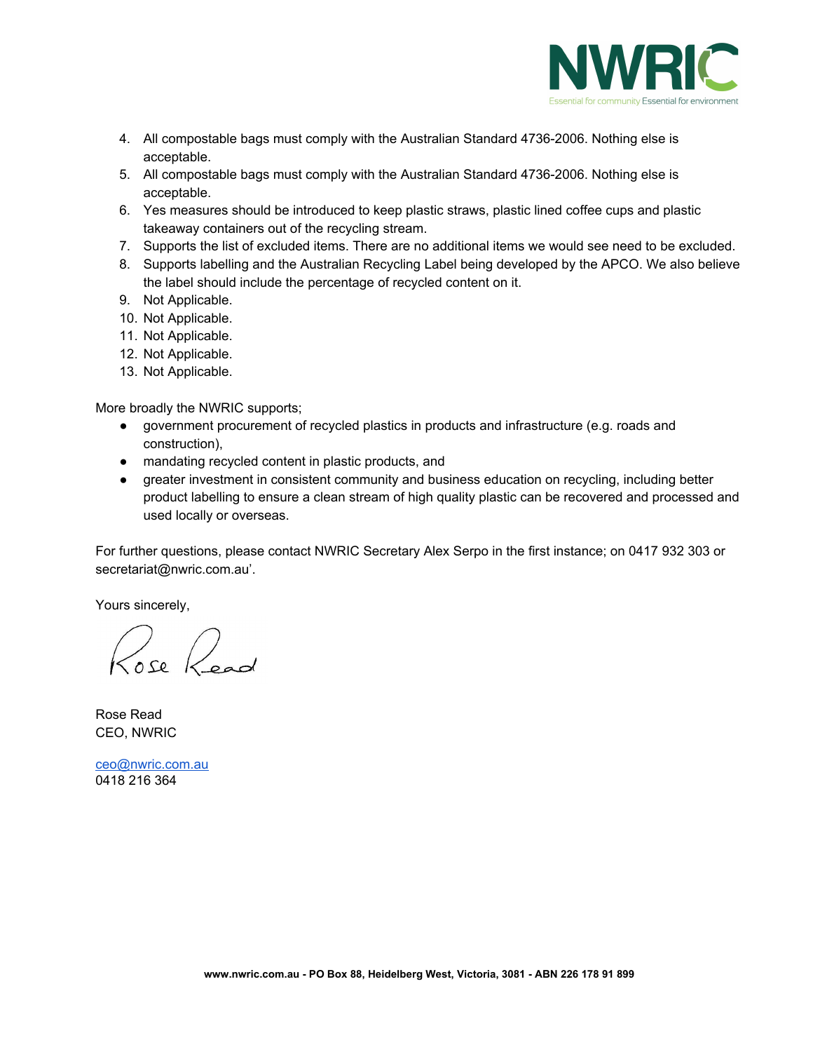4. All compostable bags must comply with the Australian Standard 4736-2006. Nothing else is acceptable.
5. All compostable bags must comply with the Australian Standard 4736-2006. Nothing else is acceptable.
6. Yes measures should be introduced to keep plastic straws, plastic lined coffee cups and plastic takeaway containers out of the recycling stream.
7. Supports the list of excluded items. There are no additional items we would see need to be excluded.
8. Supports labelling and the Australian Recycling Label being developed by the APCO. We also believe the label should include the percentage of recycled content on it.
9. Not Applicable.
10. Not Applicable.
11. Not Applicable.
12. Not Applicable.
13. Not Applicable.

More broadly the NWRIC supports;

- government procurement of recycled plastics in products and infrastructure (e.g. roads and construction),
- mandating recycled content in plastic products, and
- greater investment in consistent community and business education on recycling, including better product labelling to ensure a clean stream of high quality plastic can be recovered and processed and used locally or overseas.

For further questions, please contact NWRIC Secretary Alex Serpo in the first instance; on 0417 932 303 or secretariat@nwric.com.au'.

Yours sincerely,

Rose Read

Rose Read
CEO, NWRIC

ceo@nwric.com.au
0418 216 364

www.nwric.com.au - PO Box 88, Heidelberg West, Victoria, 3081 - ABN 226 178 91 899